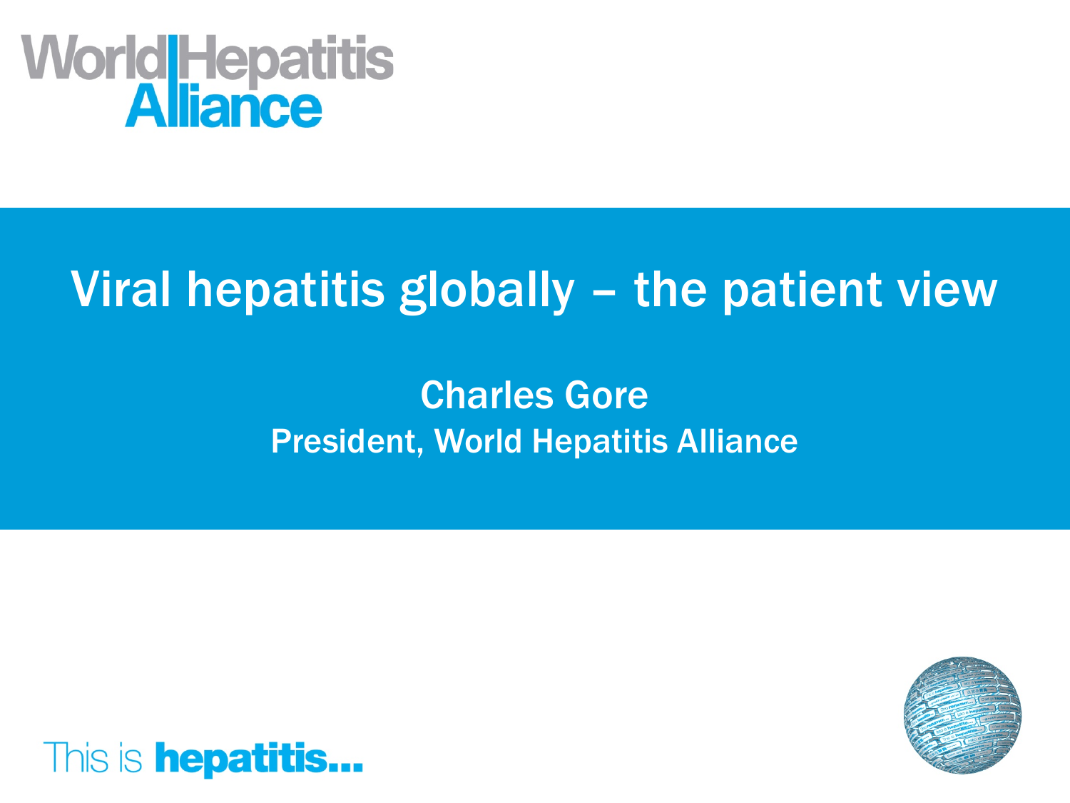World Hepatitis Alliance

# Viral hepatitis globally – the patient view

**Charles Gore**

**President, World Hepatitis Alliance**

This is **hepatitis...**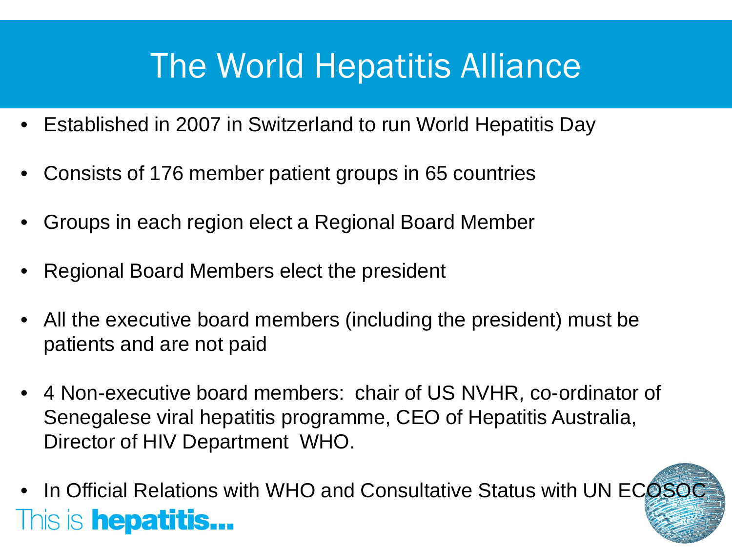# The World Hepatitis Alliance

- Established in 2007 in Switzerland to run World Hepatitis Day
- Consists of 176 member patient groups in 65 countries
- Groups in each region elect a Regional Board Member
- Regional Board Members elect the president
- All the executive board members (including the president) must be patients and are not paid
- 4 Non-executive board members: chair of US NVHR, co-ordinator of Senegalese viral hepatitis programme, CEO of Hepatitis Australia, Director of HIV Department WHO.
- In Official Relations with WHO and Consultative Status with UN ECOSOC

This is **hepatitis...**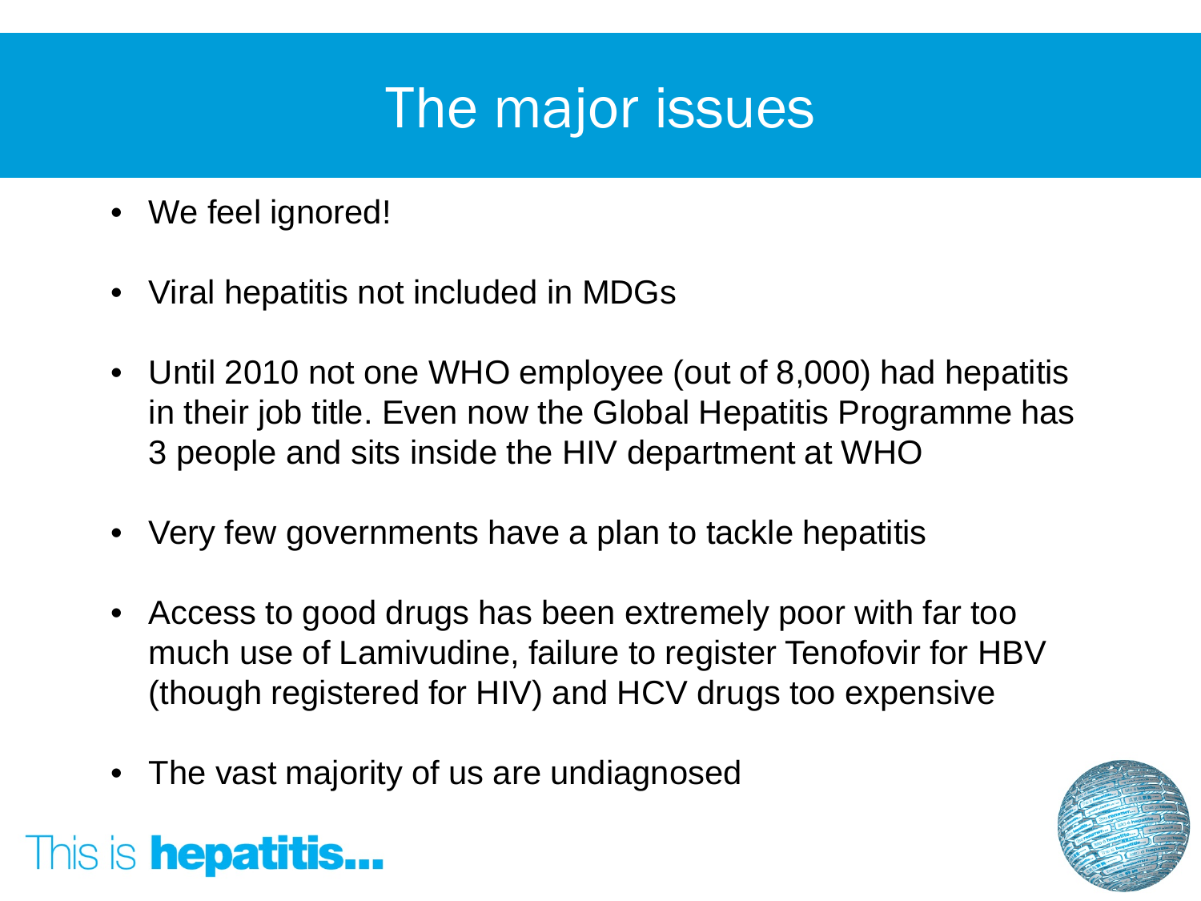# The major issues

- We feel ignored!
- Viral hepatitis not included in MDGs
- Until 2010 not one WHO employee (out of 8,000) had hepatitis in their job title. Even now the Global Hepatitis Programme has 3 people and sits inside the HIV department at WHO
- Very few governments have a plan to tackle hepatitis
- Access to good drugs has been extremely poor with far too much use of Lamivudine, failure to register Tenofovir for HBV (though registered for HIV) and HCV drugs too expensive
- The vast majority of us are undiagnosed

This is **hepatitis...**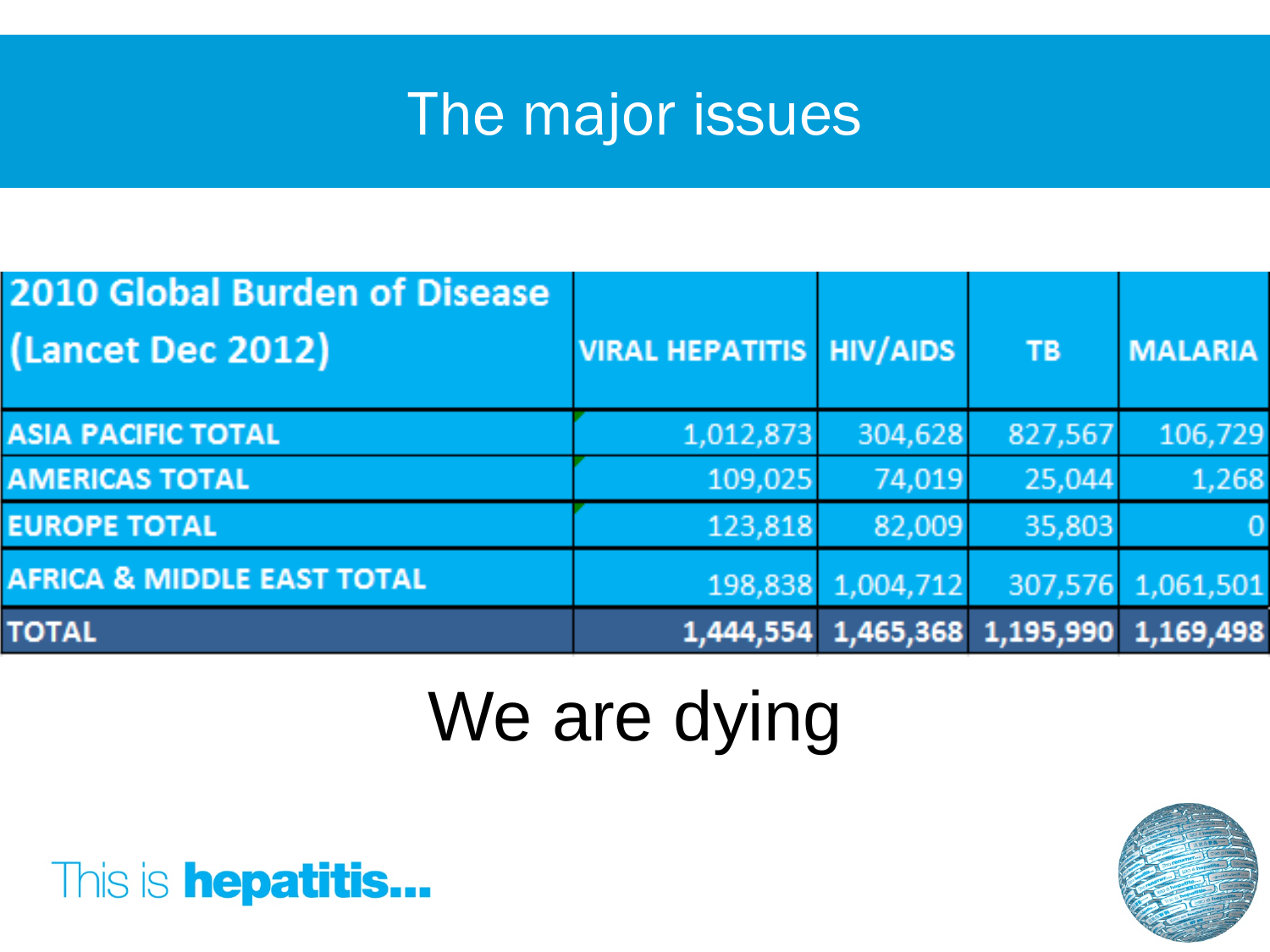# The major issues

| 2010 Global Burden of Disease (Lancet Dec 2012) | VIRAL HEPATITIS | HIV/AIDS | TB | MALARIA |
|---|---|---|---|---|
| ASIA PACIFIC TOTAL | 1,012,873 | 304,628 | 827,567 | 106,729 |
| AMERICAS TOTAL | 109,025 | 74,019 | 25,044 | 1,268 |
| EUROPE TOTAL | 123,818 | 82,009 | 35,803 | 0 |
| AFRICA & MIDDLE EAST TOTAL | 198,838 | 1,004,712 | 307,576 | 1,061,501 |
| **TOTAL** | **1,444,554** | **1,465,368** | **1,195,990** | **1,169,498** |

We are dying

This is **hepatitis...**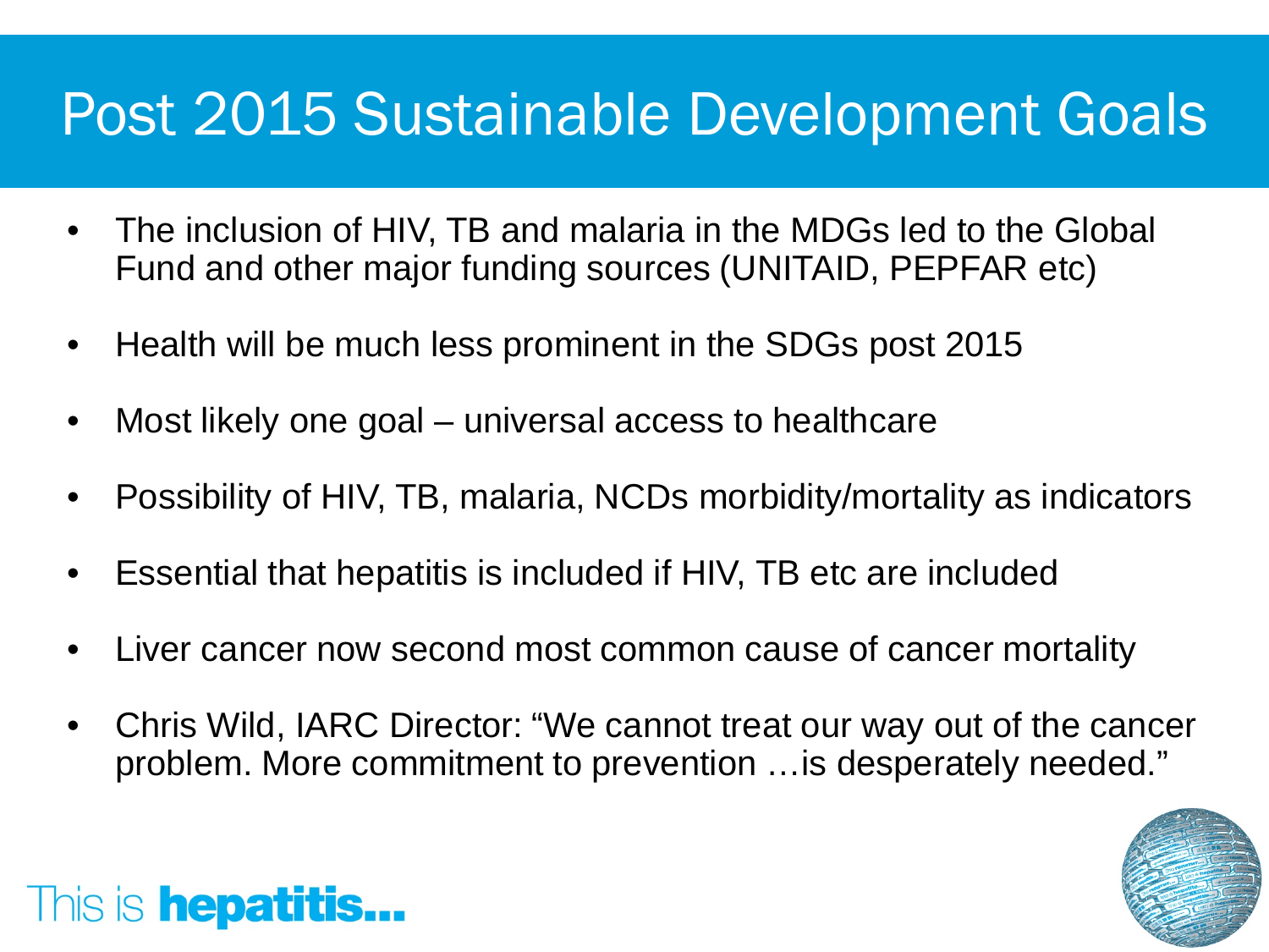# Post 2015 Sustainable Development Goals

- The inclusion of HIV, TB and malaria in the MDGs led to the Global Fund and other major funding sources (UNITAID, PEPFAR etc)
- Health will be much less prominent in the SDGs post 2015
- Most likely one goal – universal access to healthcare
- Possibility of HIV, TB, malaria, NCDs morbidity/mortality as indicators
- Essential that hepatitis is included if HIV, TB etc are included
- Liver cancer now second most common cause of cancer mortality
- Chris Wild, IARC Director: "We cannot treat our way out of the cancer problem. More commitment to prevention …is desperately needed."

This is **hepatitis...**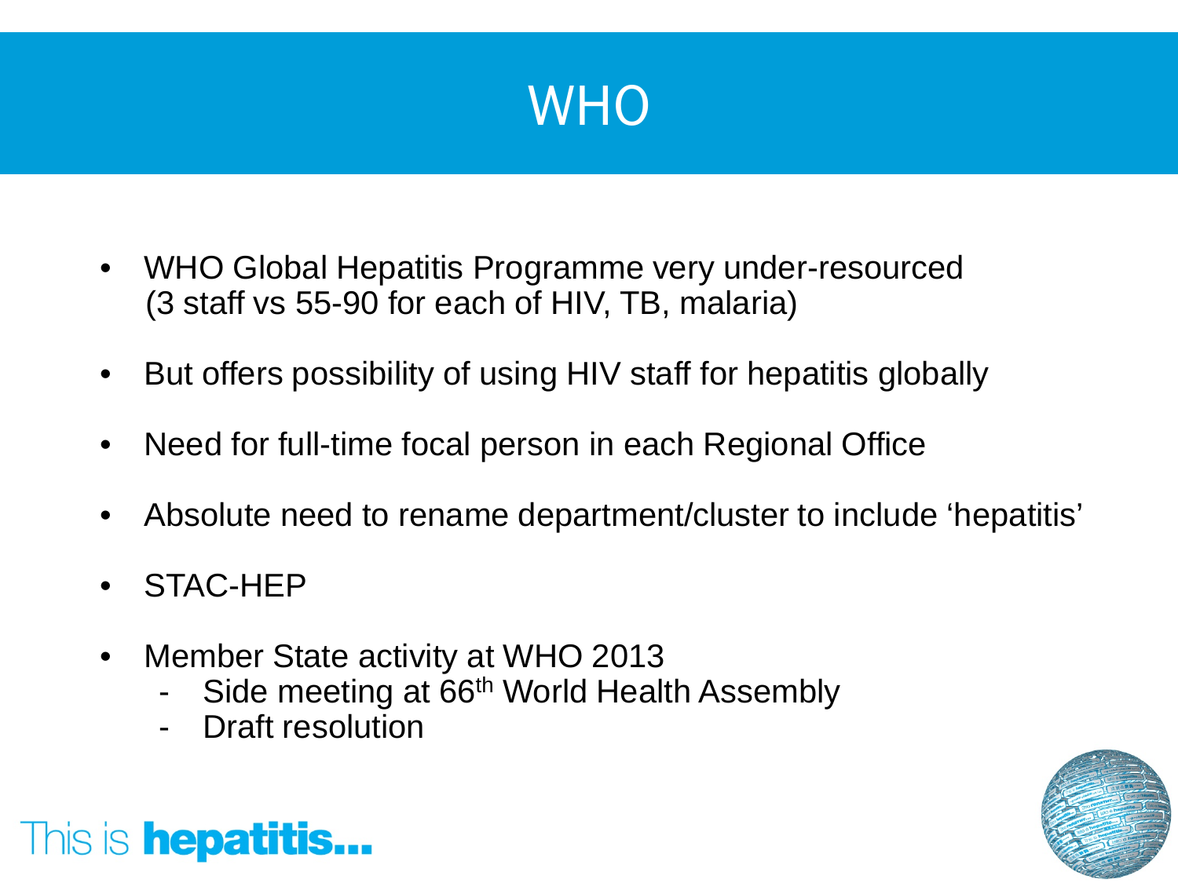# WHO

- WHO Global Hepatitis Programme very under-resourced (3 staff vs 55-90 for each of HIV, TB, malaria)
- But offers possibility of using HIV staff for hepatitis globally
- Need for full-time focal person in each Regional Office
- Absolute need to rename department/cluster to include 'hepatitis'
- STAC-HEP
- Member State activity at WHO 2013
  - Side meeting at 66th World Health Assembly
  - Draft resolution

This is **hepatitis...**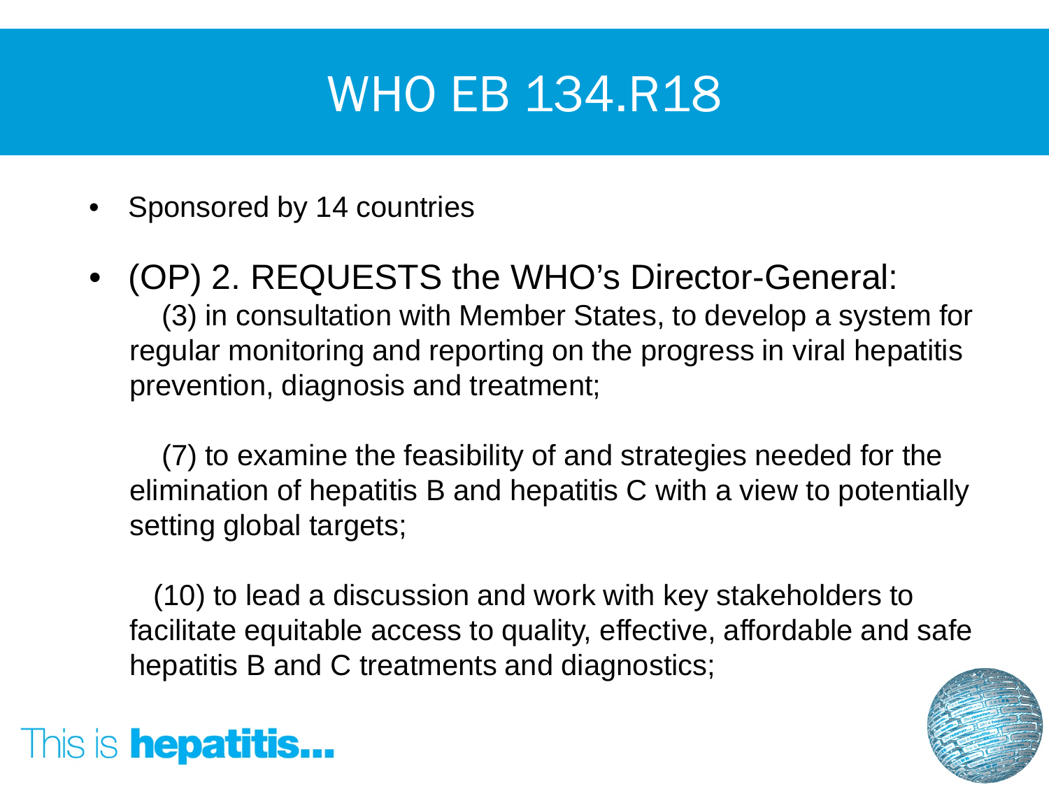# WHO EB 134.R18

- Sponsored by 14 countries
- (OP) 2. REQUESTS the WHO's Director-General:

  (3) in consultation with Member States, to develop a system for regular monitoring and reporting on the progress in viral hepatitis prevention, diagnosis and treatment;

  (7) to examine the feasibility of and strategies needed for the elimination of hepatitis B and hepatitis C with a view to potentially setting global targets;

  (10) to lead a discussion and work with key stakeholders to facilitate equitable access to quality, effective, affordable and safe hepatitis B and C treatments and diagnostics;

This is **hepatitis...**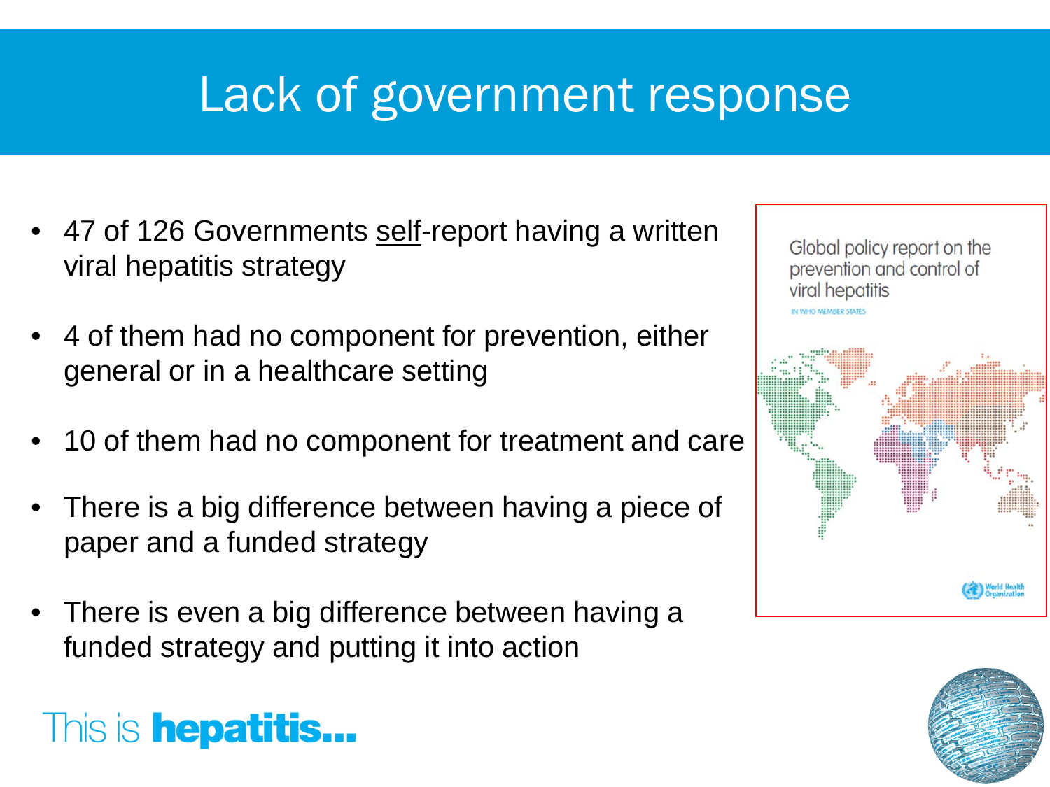# Lack of government response

- 47 of 126 Governments <u>self</u>-report having a written viral hepatitis strategy
- 4 of them had no component for prevention, either general or in a healthcare setting
- 10 of them had no component for treatment and care
- There is a big difference between having a piece of paper and a funded strategy
- There is even a big difference between having a funded strategy and putting it into action

Global policy report on the prevention and control of viral hepatitis

IN WHO MEMBER STATES

This is **hepatitis...**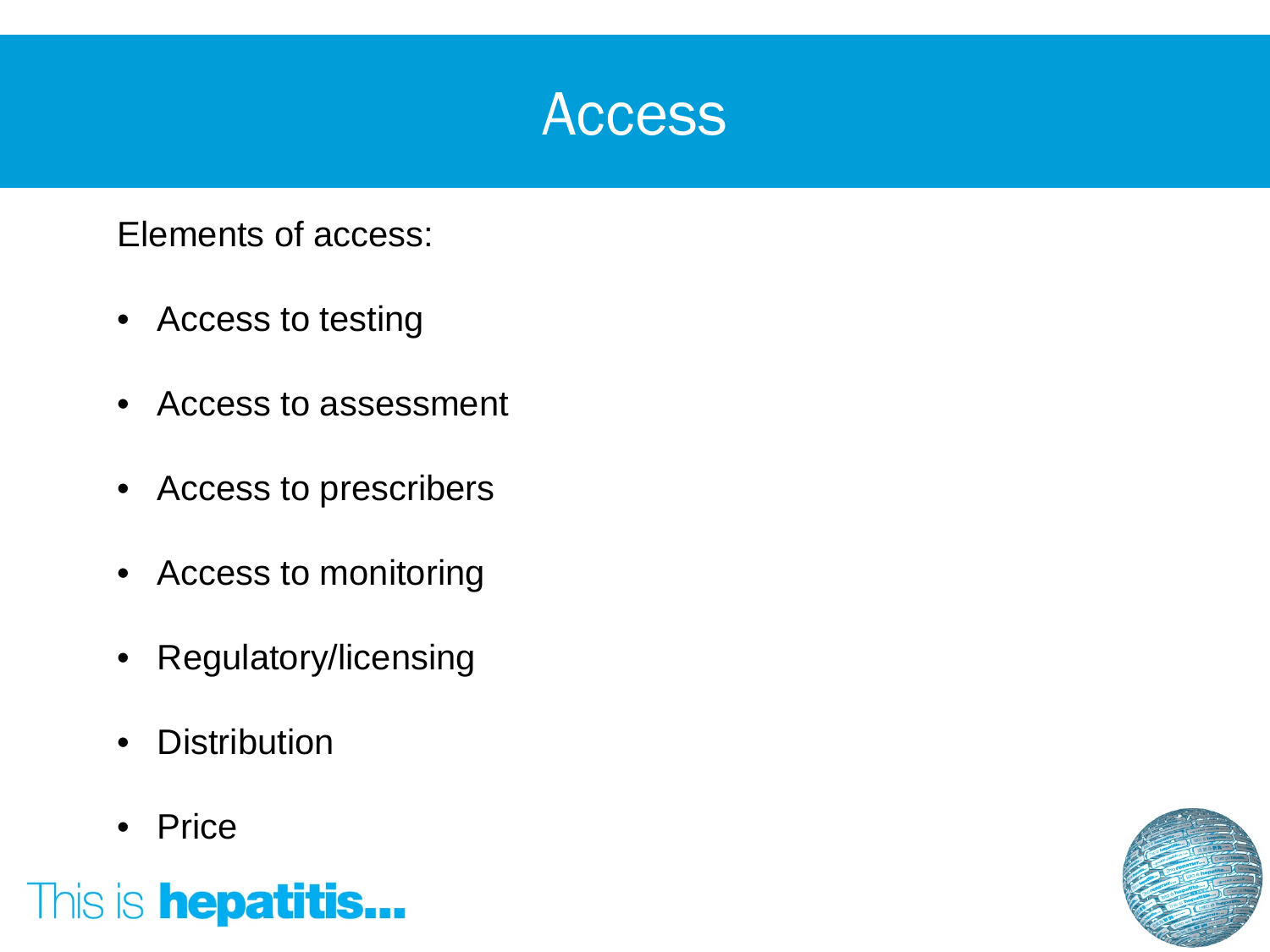# Access

Elements of access:

- Access to testing
- Access to assessment
- Access to prescribers
- Access to monitoring
- Regulatory/licensing
- Distribution
- Price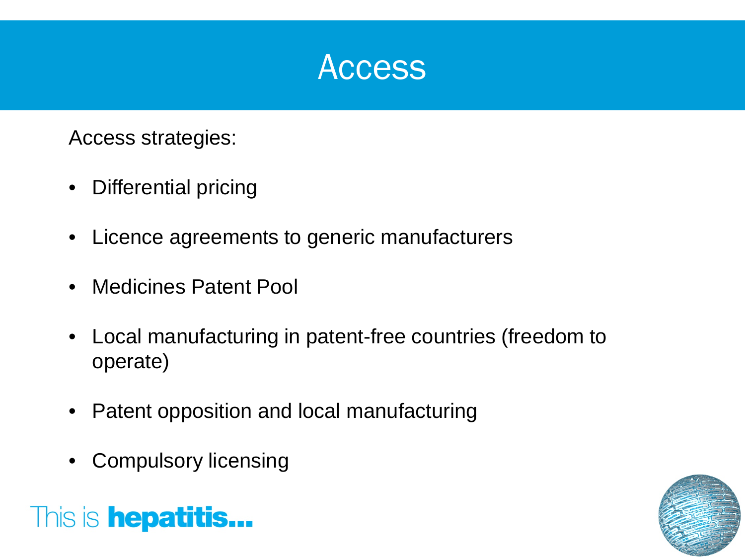# Access

Access strategies:

- Differential pricing
- Licence agreements to generic manufacturers
- Medicines Patent Pool
- Local manufacturing in patent-free countries (freedom to operate)
- Patent opposition and local manufacturing
- Compulsory licensing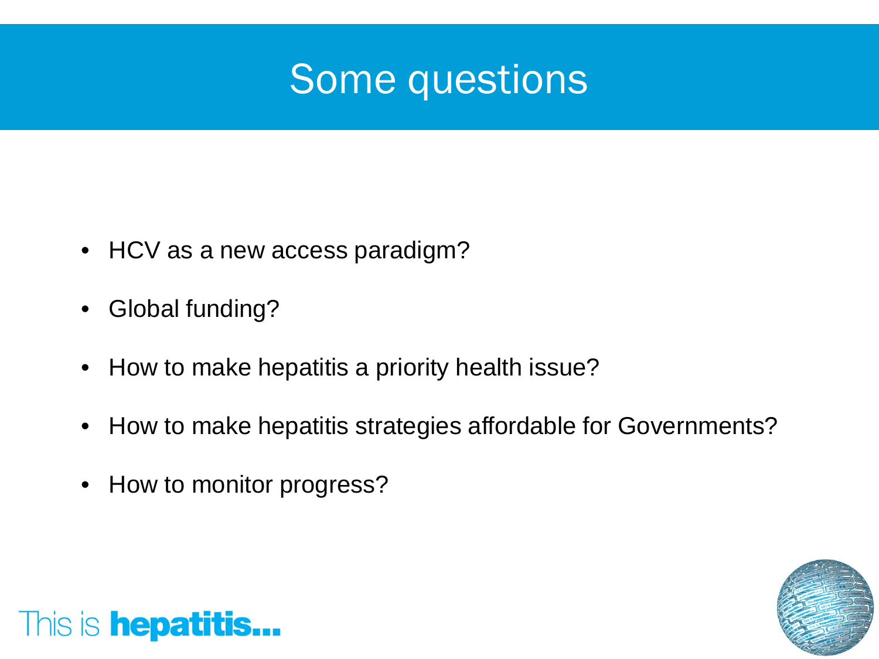# Some questions

- HCV as a new access paradigm?
- Global funding?
- How to make hepatitis a priority health issue?
- How to make hepatitis strategies affordable for Governments?
- How to monitor progress?